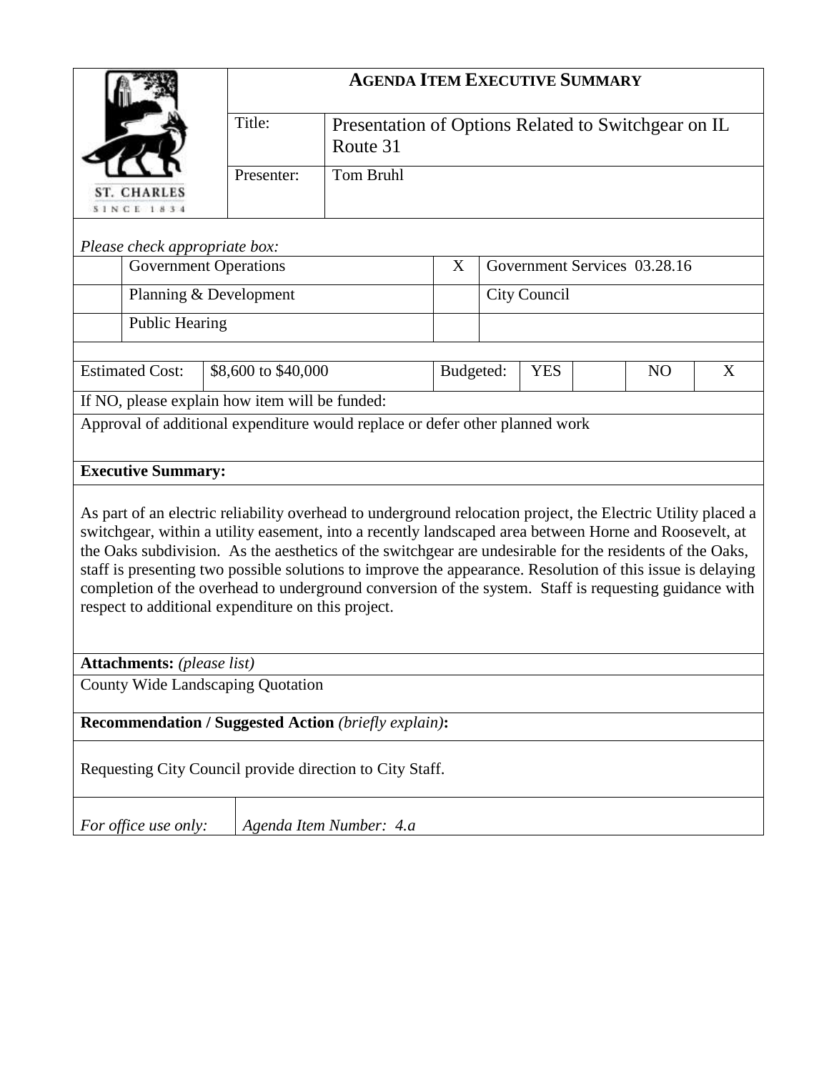# AGENDA ITEM EXECUTIVE SUMMARY

| | |
|---|---|
| Title: | Presentation of Options Related to Switchgear on IL Route 31 |
| Presenter: | Tom Bruhl |

*Please check appropriate box:*

| | | | |
|---|---|---|---|
| | Government Operations | X | Government Services 03.28.16 |
| | Planning & Development | | City Council |
| | Public Hearing | | |

| Estimated Cost: | \$8,600 to \$40,000 | Budgeted: | YES | | NO | X |
|---|---|---|---|---|---|---|

If NO, please explain how item will be funded:

Approval of additional expenditure would replace or defer other planned work

**Executive Summary:**

As part of an electric reliability overhead to underground relocation project, the Electric Utility placed a switchgear, within a utility easement, into a recently landscaped area between Horne and Roosevelt, at the Oaks subdivision. As the aesthetics of the switchgear are undesirable for the residents of the Oaks, staff is presenting two possible solutions to improve the appearance. Resolution of this issue is delaying completion of the overhead to underground conversion of the system. Staff is requesting guidance with respect to additional expenditure on this project.

**Attachments:** *(please list)*

County Wide Landscaping Quotation

**Recommendation / Suggested Action** *(briefly explain)***:**

Requesting City Council provide direction to City Staff.

| *For office use only:* | *Agenda Item Number: 4.a* |
|---|---|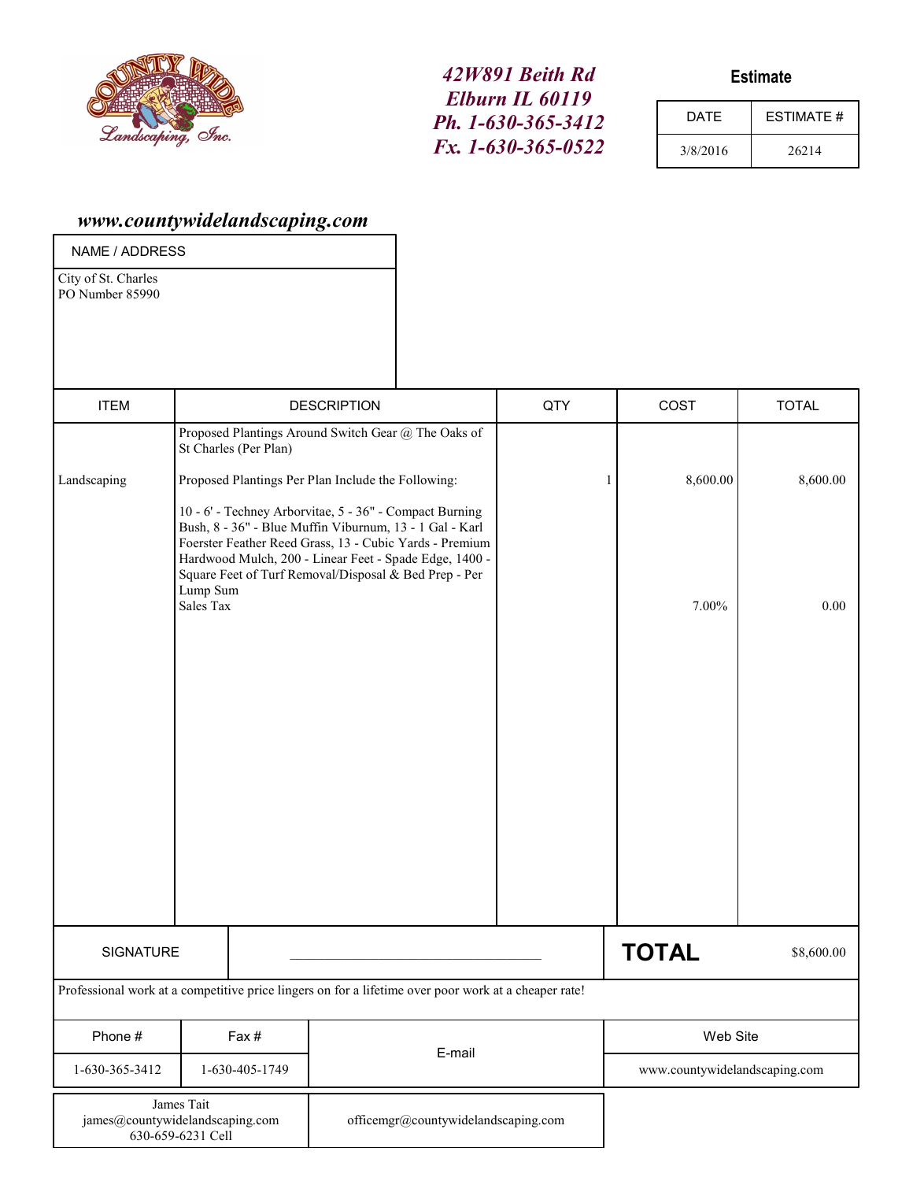42W891 Beith Rd
Elburn IL 60119
Ph. 1-630-365-3412
Fx. 1-630-365-0522

**Estimate**

| DATE | ESTIMATE # |
|---|---|
| 3/8/2016 | 26214 |

*www.countywidelandscaping.com*

| NAME / ADDRESS |
|---|
| City of St. Charles<br>PO Number 85990 |

| ITEM | DESCRIPTION | QTY | COST | TOTAL |
|---|---|---|---|---|
| | Proposed Plantings Around Switch Gear @ The Oaks of St Charles (Per Plan) | | | |
| Landscaping | Proposed Plantings Per Plan Include the Following:<br><br>10 - 6' - Techney Arborvitae, 5 - 36" - Compact Burning Bush, 8 - 36" - Blue Muffin Viburnum, 13 - 1 Gal - Karl Foerster Feather Reed Grass, 13 - Cubic Yards - Premium Hardwood Mulch, 200 - Linear Feet - Spade Edge, 1400 - Square Feet of Turf Removal/Disposal & Bed Prep - Per Lump Sum | 1 | 8,600.00 | 8,600.00 |
| | Sales Tax | | 7.00% | 0.00 |

| SIGNATURE | ______________________ | **TOTAL** | $8,600.00 |
|---|---|---|---|

Professional work at a competitive price lingers on for a lifetime over poor work at a cheaper rate!

| Phone # | Fax # | E-mail | Web Site |
|---|---|---|---|
| 1-630-365-3412 | 1-630-405-1749 | | www.countywidelandscaping.com |

| | |
|---|---|
| James Tait<br>james@countywidelandscaping.com<br>630-659-6231 Cell | officemgr@countywidelandscaping.com |